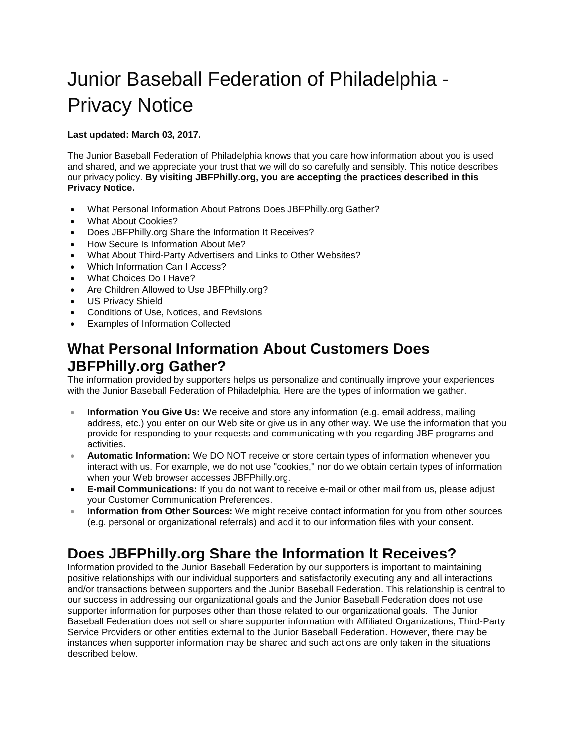# Junior Baseball Federation of Philadelphia - Privacy Notice

**Last updated: March 03, 2017.**

The Junior Baseball Federation of Philadelphia knows that you care how information about you is used and shared, and we appreciate your trust that we will do so carefully and sensibly. This notice describes our privacy policy. **By visiting JBFPhilly.org, you are accepting the practices described in this Privacy Notice.**

- What Personal Information About Patrons Does JBFPhilly.org Gather?
- What About Cookies?
- Does JBFPhilly.org Share the Information It Receives?
- How Secure Is Information About Me?
- What About Third-Party Advertisers and Links to Other Websites?
- Which Information Can I Access?
- What Choices Do I Have?
- Are Children Allowed to Use JBFPhilly.org?
- US Privacy Shield
- Conditions of Use, Notices, and Revisions
- Examples of Information Collected

## What Personal Information About Customers Does JBFPhilly.org Gather?

The information provided by supporters helps us personalize and continually improve your experiences with the Junior Baseball Federation of Philadelphia. Here are the types of information we gather.

- **Information You Give Us:** We receive and store any information (e.g. email address, mailing address, etc.) you enter on our Web site or give us in any other way. We use the information that you provide for responding to your requests and communicating with you regarding JBF programs and activities.
- **Automatic Information:** We DO NOT receive or store certain types of information whenever you interact with us. For example, we do not use "cookies," nor do we obtain certain types of information when your Web browser accesses JBFPhilly.org.
- **E-mail Communications:** If you do not want to receive e-mail or other mail from us, please adjust your Customer Communication Preferences.
- **Information from Other Sources:** We might receive contact information for you from other sources (e.g. personal or organizational referrals) and add it to our information files with your consent.

## Does JBFPhilly.org Share the Information It Receives?

Information provided to the Junior Baseball Federation by our supporters is important to maintaining positive relationships with our individual supporters and satisfactorily executing any and all interactions and/or transactions between supporters and the Junior Baseball Federation. This relationship is central to our success in addressing our organizational goals and the Junior Baseball Federation does not use supporter information for purposes other than those related to our organizational goals. The Junior Baseball Federation does not sell or share supporter information with Affiliated Organizations, Third-Party Service Providers or other entities external to the Junior Baseball Federation. However, there may be instances when supporter information may be shared and such actions are only taken in the situations described below.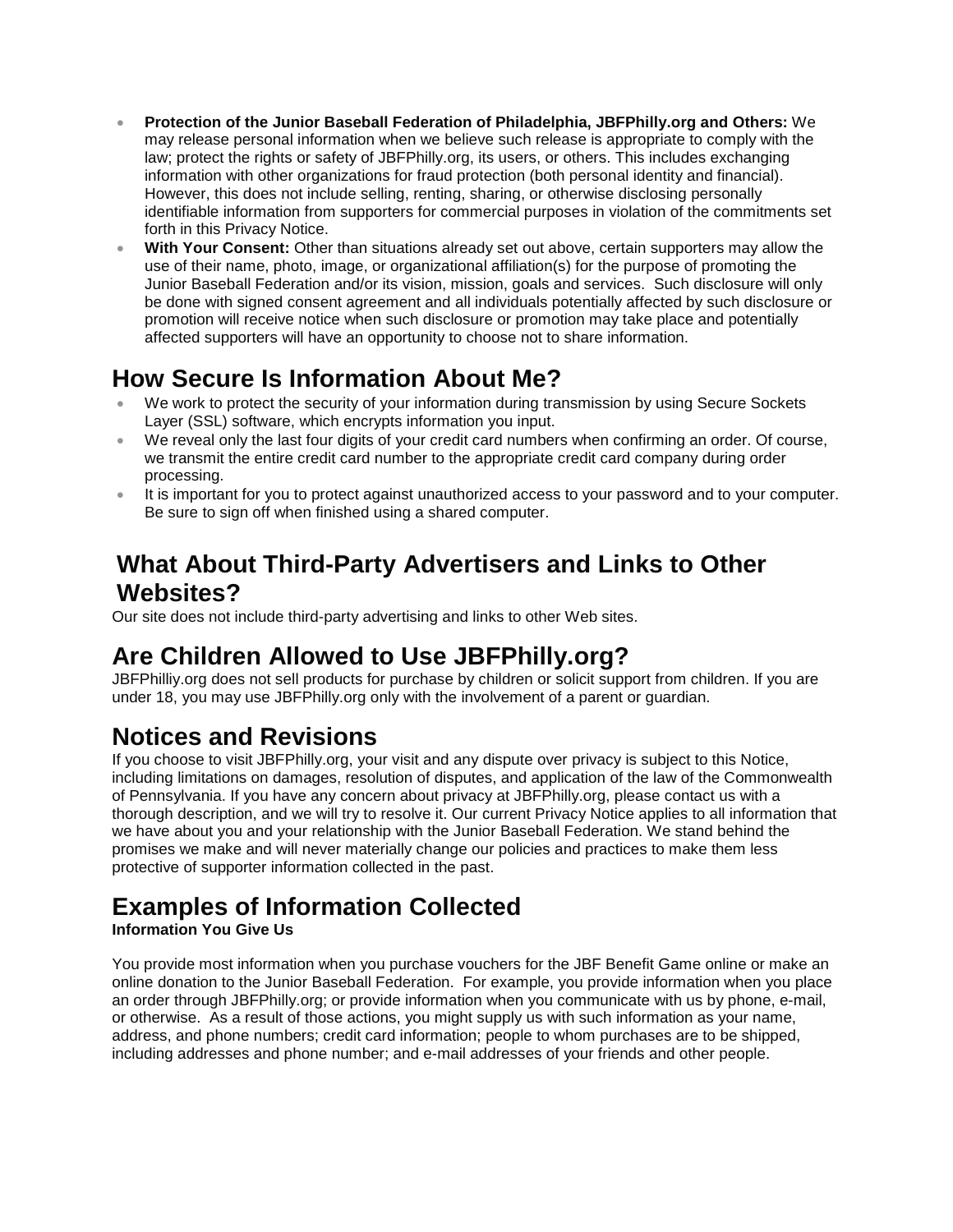- **Protection of the Junior Baseball Federation of Philadelphia, JBFPhilly.org and Others:** We may release personal information when we believe such release is appropriate to comply with the law; protect the rights or safety of JBFPhilly.org, its users, or others. This includes exchanging information with other organizations for fraud protection (both personal identity and financial). However, this does not include selling, renting, sharing, or otherwise disclosing personally identifiable information from supporters for commercial purposes in violation of the commitments set forth in this Privacy Notice.
- **With Your Consent:** Other than situations already set out above, certain supporters may allow the use of their name, photo, image, or organizational affiliation(s) for the purpose of promoting the Junior Baseball Federation and/or its vision, mission, goals and services. Such disclosure will only be done with signed consent agreement and all individuals potentially affected by such disclosure or promotion will receive notice when such disclosure or promotion may take place and potentially affected supporters will have an opportunity to choose not to share information.

## How Secure Is Information About Me?

- We work to protect the security of your information during transmission by using Secure Sockets Layer (SSL) software, which encrypts information you input.
- We reveal only the last four digits of your credit card numbers when confirming an order. Of course, we transmit the entire credit card number to the appropriate credit card company during order processing.
- It is important for you to protect against unauthorized access to your password and to your computer. Be sure to sign off when finished using a shared computer.

## What About Third-Party Advertisers and Links to Other Websites?

Our site does not include third-party advertising and links to other Web sites.

## Are Children Allowed to Use JBFPhilly.org?

JBFPhilliy.org does not sell products for purchase by children or solicit support from children. If you are under 18, you may use JBFPhilly.org only with the involvement of a parent or guardian.

## Notices and Revisions

If you choose to visit JBFPhilly.org, your visit and any dispute over privacy is subject to this Notice, including limitations on damages, resolution of disputes, and application of the law of the Commonwealth of Pennsylvania. If you have any concern about privacy at JBFPhilly.org, please contact us with a thorough description, and we will try to resolve it. Our current Privacy Notice applies to all information that we have about you and your relationship with the Junior Baseball Federation. We stand behind the promises we make and will never materially change our policies and practices to make them less protective of supporter information collected in the past.

## Examples of Information Collected

**Information You Give Us**

You provide most information when you purchase vouchers for the JBF Benefit Game online or make an online donation to the Junior Baseball Federation. For example, you provide information when you place an order through JBFPhilly.org; or provide information when you communicate with us by phone, e-mail, or otherwise. As a result of those actions, you might supply us with such information as your name, address, and phone numbers; credit card information; people to whom purchases are to be shipped, including addresses and phone number; and e-mail addresses of your friends and other people.